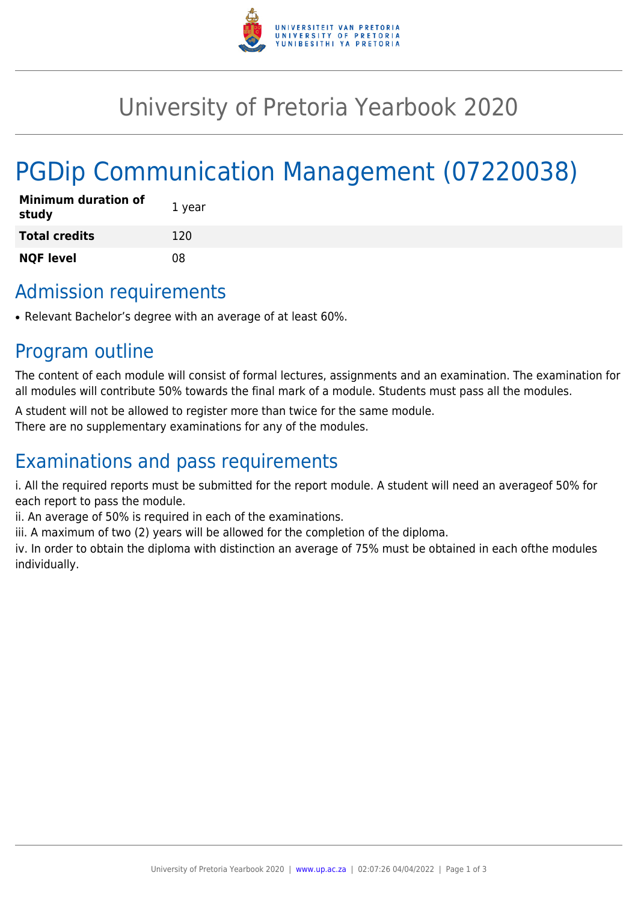# University of Pretoria Yearbook 2020

# PGDip Communication Management (07220038)

| | |
|---|---|
| **Minimum duration of study** | 1 year |
| **Total credits** | 120 |
| **NQF level** | 08 |

## Admission requirements

- Relevant Bachelor's degree with an average of at least 60%.

## Program outline

The content of each module will consist of formal lectures, assignments and an examination. The examination for all modules will contribute 50% towards the final mark of a module. Students must pass all the modules.

A student will not be allowed to register more than twice for the same module.
There are no supplementary examinations for any of the modules.

## Examinations and pass requirements

i. All the required reports must be submitted for the report module. A student will need an averageof 50% for each report to pass the module.
ii. An average of 50% is required in each of the examinations.
iii. A maximum of two (2) years will be allowed for the completion of the diploma.
iv. In order to obtain the diploma with distinction an average of 75% must be obtained in each ofthe modules individually.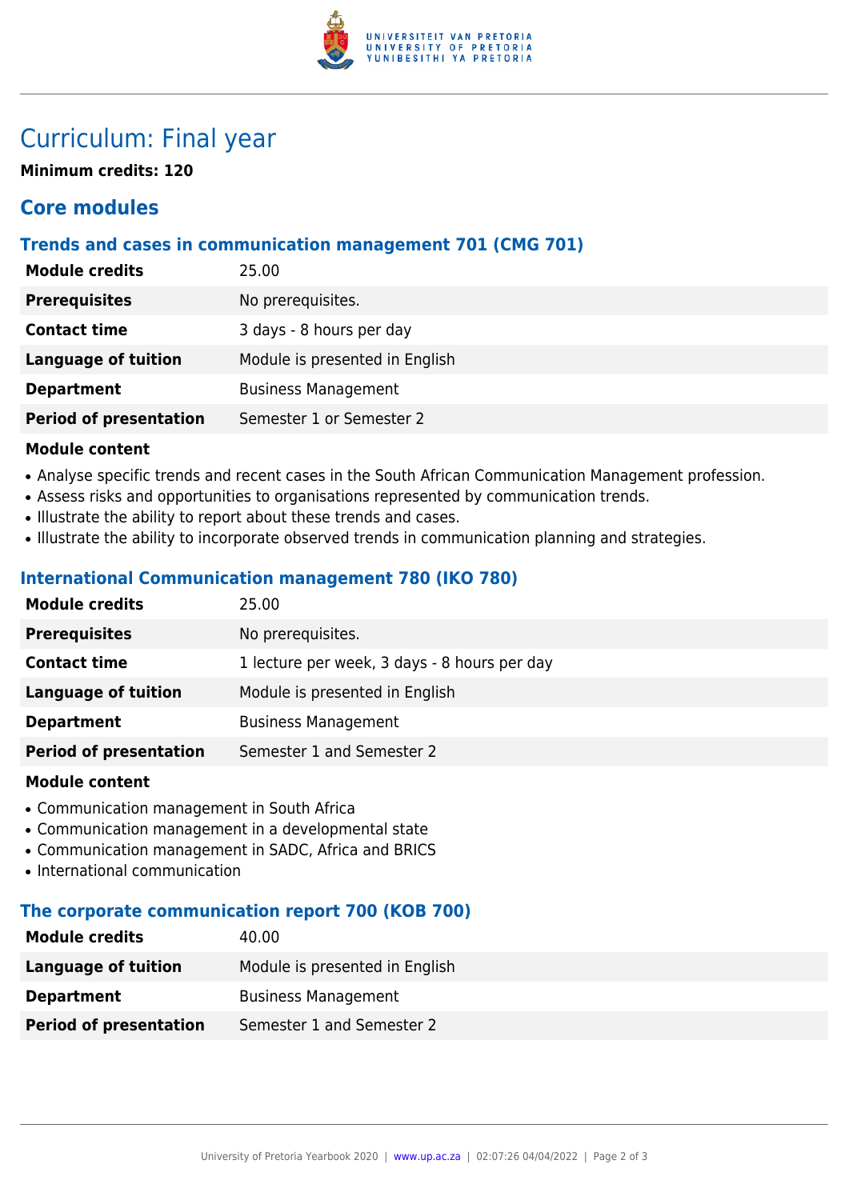# Curriculum: Final year

**Minimum credits: 120**

## Core modules

### Trends and cases in communication management 701 (CMG 701)

| | |
|---|---|
| **Module credits** | 25.00 |
| **Prerequisites** | No prerequisites. |
| **Contact time** | 3 days - 8 hours per day |
| **Language of tuition** | Module is presented in English |
| **Department** | Business Management |
| **Period of presentation** | Semester 1 or Semester 2 |

**Module content**

- Analyse specific trends and recent cases in the South African Communication Management profession.
- Assess risks and opportunities to organisations represented by communication trends.
- Illustrate the ability to report about these trends and cases.
- Illustrate the ability to incorporate observed trends in communication planning and strategies.

### International Communication management 780 (IKO 780)

| | |
|---|---|
| **Module credits** | 25.00 |
| **Prerequisites** | No prerequisites. |
| **Contact time** | 1 lecture per week, 3 days - 8 hours per day |
| **Language of tuition** | Module is presented in English |
| **Department** | Business Management |
| **Period of presentation** | Semester 1 and Semester 2 |

**Module content**

- Communication management in South Africa
- Communication management in a developmental state
- Communication management in SADC, Africa and BRICS
- International communication

### The corporate communication report 700 (KOB 700)

| | |
|---|---|
| **Module credits** | 40.00 |
| **Language of tuition** | Module is presented in English |
| **Department** | Business Management |
| **Period of presentation** | Semester 1 and Semester 2 |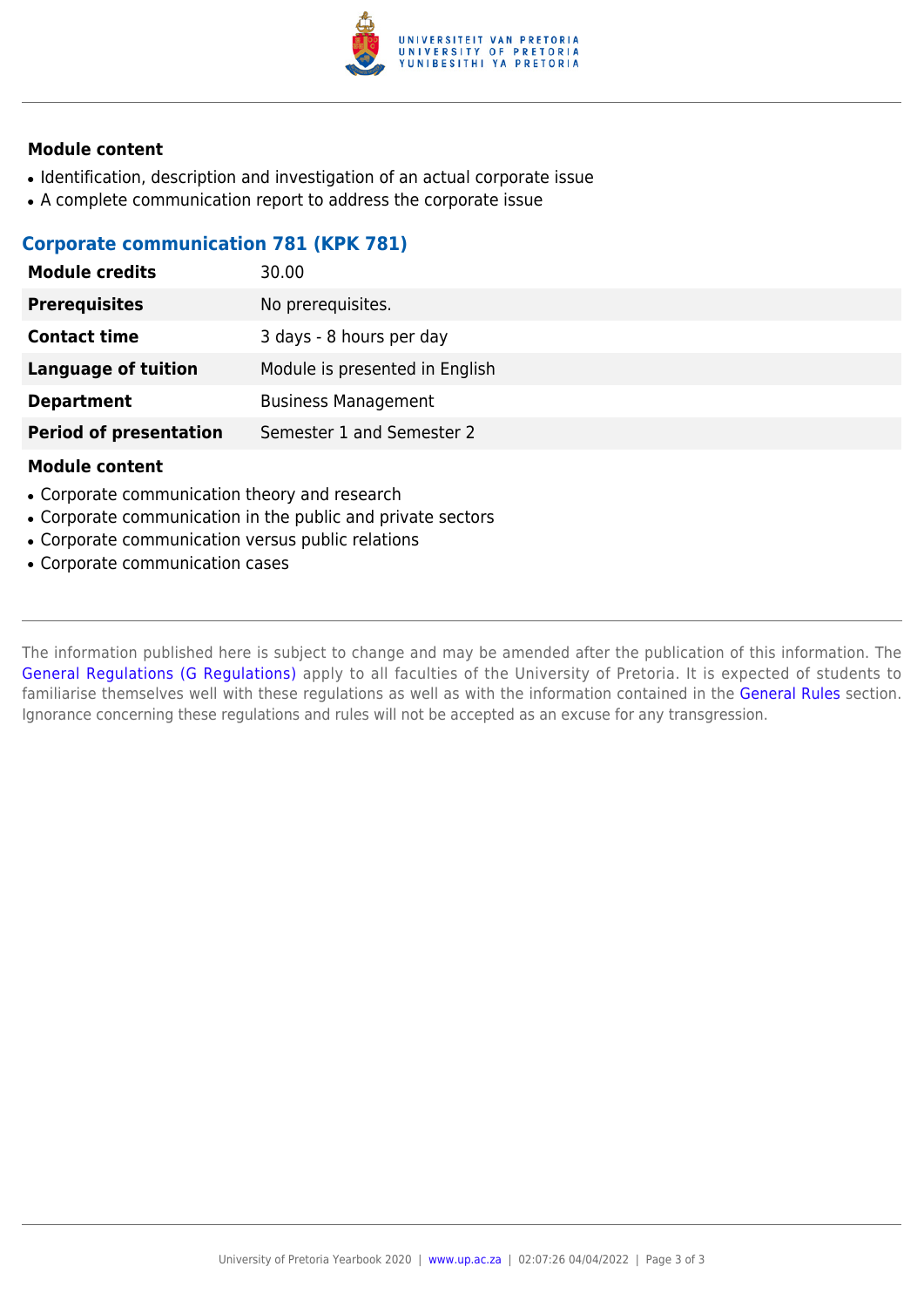**Module content**

- Identification, description and investigation of an actual corporate issue
- A complete communication report to address the corporate issue

## Corporate communication 781 (KPK 781)

| | |
|---|---|
| **Module credits** | 30.00 |
| **Prerequisites** | No prerequisites. |
| **Contact time** | 3 days - 8 hours per day |
| **Language of tuition** | Module is presented in English |
| **Department** | Business Management |
| **Period of presentation** | Semester 1 and Semester 2 |

**Module content**

- Corporate communication theory and research
- Corporate communication in the public and private sectors
- Corporate communication versus public relations
- Corporate communication cases

The information published here is subject to change and may be amended after the publication of this information. The General Regulations (G Regulations) apply to all faculties of the University of Pretoria. It is expected of students to familiarise themselves well with these regulations as well as with the information contained in the General Rules section. Ignorance concerning these regulations and rules will not be accepted as an excuse for any transgression.